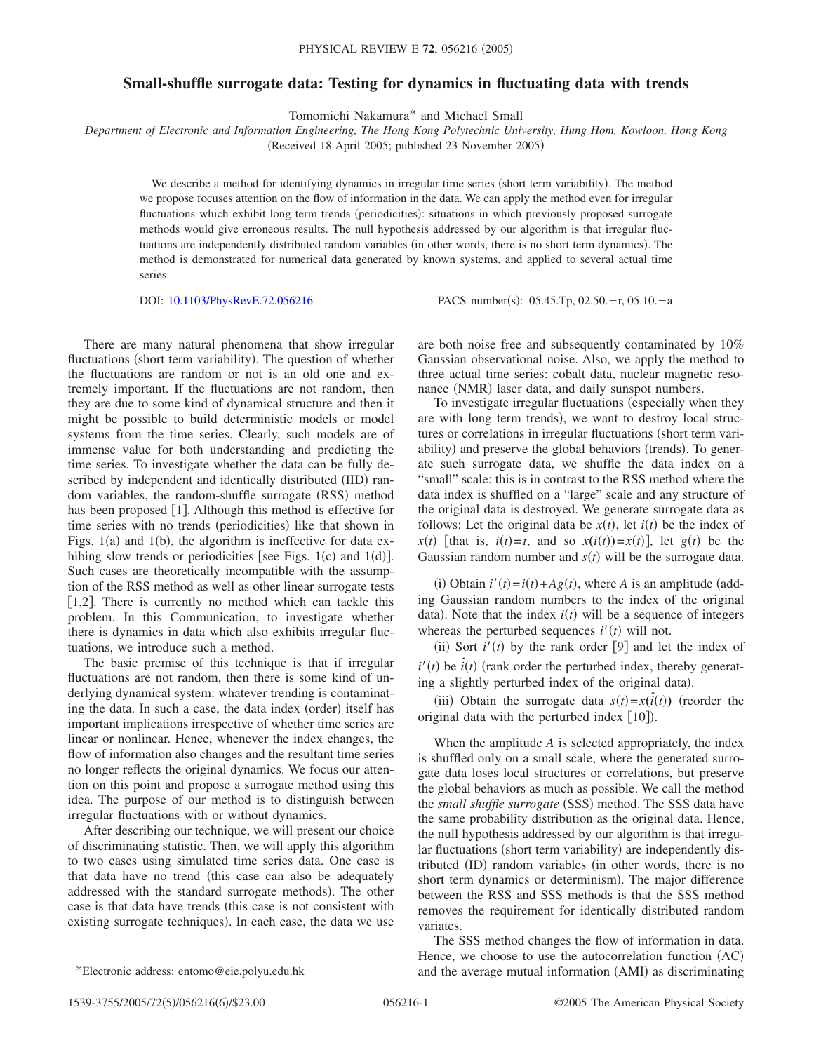# Small-shuffle surrogate data: Testing for dynamics in fluctuating data with trends

Tomomichi Nakamura* and Michael Small

*Department of Electronic and Information Engineering, The Hong Kong Polytechnic University, Hung Hom, Kowloon, Hong Kong*

(Received 18 April 2005; published 23 November 2005)

We describe a method for identifying dynamics in irregular time series (short term variability). The method we propose focuses attention on the flow of information in the data. We can apply the method even for irregular fluctuations which exhibit long term trends (periodicities): situations in which previously proposed surrogate methods would give erroneous results. The null hypothesis addressed by our algorithm is that irregular fluctuations are independently distributed random variables (in other words, there is no short term dynamics). The method is demonstrated for numerical data generated by known systems, and applied to several actual time series.

DOI: 10.1103/PhysRevE.72.056216 PACS number(s): 05.45.Tp, 02.50.−r, 05.10.−a

There are many natural phenomena that show irregular fluctuations (short term variability). The question of whether the fluctuations are random or not is an old one and extremely important. If the fluctuations are not random, then they are due to some kind of dynamical structure and then it might be possible to build deterministic models or model systems from the time series. Clearly, such models are of immense value for both understanding and predicting the time series. To investigate whether the data can be fully described by independent and identically distributed (IID) random variables, the random-shuffle surrogate (RSS) method has been proposed [1]. Although this method is effective for time series with no trends (periodicities) like that shown in Figs. 1(a) and 1(b), the algorithm is ineffective for data exhibing slow trends or periodicities [see Figs. 1(c) and 1(d)]. Such cases are theoretically incompatible with the assumption of the RSS method as well as other linear surrogate tests [1,2]. There is currently no method which can tackle this problem. In this Communication, to investigate whether there is dynamics in data which also exhibits irregular fluctuations, we introduce such a method.

The basic premise of this technique is that if irregular fluctuations are not random, then there is some kind of underlying dynamical system: whatever trending is contaminating the data. In such a case, the data index (order) itself has important implications irrespective of whether time series are linear or nonlinear. Hence, whenever the index changes, the flow of information also changes and the resultant time series no longer reflects the original dynamics. We focus our attention on this point and propose a surrogate method using this idea. The purpose of our method is to distinguish between irregular fluctuations with or without dynamics.

After describing our technique, we will present our choice of discriminating statistic. Then, we will apply this algorithm to two cases using simulated time series data. One case is that data have no trend (this case can also be adequately addressed with the standard surrogate methods). The other case is that data have trends (this case is not consistent with existing surrogate techniques). In each case, the data we use are both noise free and subsequently contaminated by 10% Gaussian observational noise. Also, we apply the method to three actual time series: cobalt data, nuclear magnetic resonance (NMR) laser data, and daily sunspot numbers.

To investigate irregular fluctuations (especially when they are with long term trends), we want to destroy local structures or correlations in irregular fluctuations (short term variability) and preserve the global behaviors (trends). To generate such surrogate data, we shuffle the data index on a "small" scale: this is in contrast to the RSS method where the data index is shuffled on a "large" scale and any structure of the original data is destroyed. We generate surrogate data as follows: Let the original data be $x(t)$, let $i(t)$ be the index of $x(t)$ [that is, $i(t)=t$, and so $x(i(t))=x(t)$], let $g(t)$ be the Gaussian random number and $s(t)$ will be the surrogate data.

(i) Obtain $i'(t)=i(t)+Ag(t)$, where $A$ is an amplitude (adding Gaussian random numbers to the index of the original data). Note that the index $i(t)$ will be a sequence of integers whereas the perturbed sequences $i'(t)$ will not.

(ii) Sort $i'(t)$ by the rank order [9] and let the index of $i'(t)$ be $\hat{i}(t)$ (rank order the perturbed index, thereby generating a slightly perturbed index of the original data).

(iii) Obtain the surrogate data $s(t)=x(\hat{i}(t))$ (reorder the original data with the perturbed index [10]).

When the amplitude $A$ is selected appropriately, the index is shuffled only on a small scale, where the generated surrogate data loses local structures or correlations, but preserve the global behaviors as much as possible. We call the method the *small shuffle surrogate* (SSS) method. The SSS data have the same probability distribution as the original data. Hence, the null hypothesis addressed by our algorithm is that irregular fluctuations (short term variability) are independently distributed (ID) random variables (in other words, there is no short term dynamics or determinism). The major difference between the RSS and SSS methods is that the SSS method removes the requirement for identically distributed random variates.

The SSS method changes the flow of information in data. Hence, we choose to use the autocorrelation function (AC) and the average mutual information (AMI) as discriminating

*Electronic address: entomo@eie.polyu.edu.hk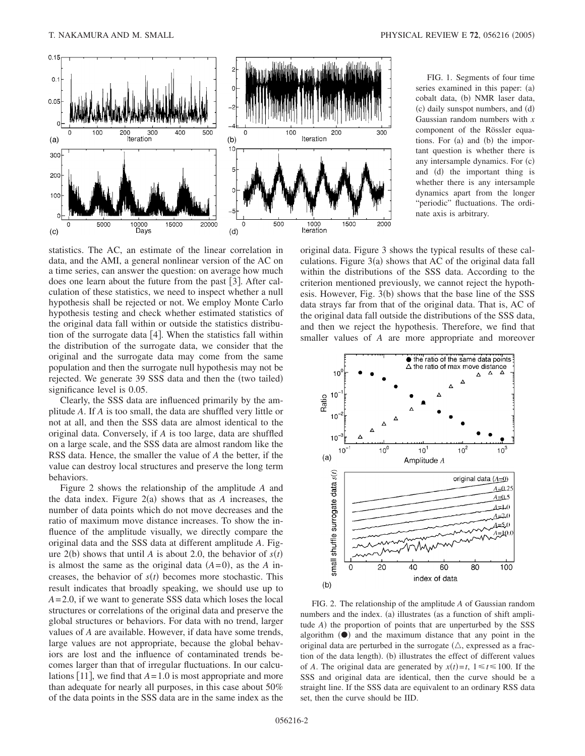FIG. 1. Segments of four time series examined in this paper: (a) cobalt data, (b) NMR laser data, (c) daily sunspot numbers, and (d) Gaussian random numbers with $x$ component of the Rössler equations. For (a) and (b) the important question is whether there is any intersample dynamics. For (c) and (d) the important thing is whether there is any intersample dynamics apart from the longer "periodic" fluctuations. The ordinate axis is arbitrary.

statistics. The AC, an estimate of the linear correlation in data, and the AMI, a general nonlinear version of the AC on a time series, can answer the question: on average how much does one learn about the future from the past [3]. After calculation of these statistics, we need to inspect whether a null hypothesis shall be rejected or not. We employ Monte Carlo hypothesis testing and check whether estimated statistics of the original data fall within or outside the statistics distribution of the surrogate data [4]. When the statistics fall within the distribution of the surrogate data, we consider that the original and the surrogate data may come from the same population and then the surrogate null hypothesis may not be rejected. We generate 39 SSS data and then the (two tailed) significance level is 0.05.

Clearly, the SSS data are influenced primarily by the amplitude $A$. If $A$ is too small, the data are shuffled very little or not at all, and then the SSS data are almost identical to the original data. Conversely, if $A$ is too large, data are shuffled on a large scale, and the SSS data are almost random like the RSS data. Hence, the smaller the value of $A$ the better, if the value can destroy local structures and preserve the long term behaviors.

Figure 2 shows the relationship of the amplitude $A$ and the data index. Figure 2(a) shows that as $A$ increases, the number of data points which do not move decreases and the ratio of maximum move distance increases. To show the influence of the amplitude visually, we directly compare the original data and the SSS data at different amplitude $A$. Figure 2(b) shows that until $A$ is about 2.0, the behavior of $s(t)$ is almost the same as the original data ($A=0$), as the $A$ increases, the behavior of $s(t)$ becomes more stochastic. This result indicates that broadly speaking, we should use up to $A=2.0$, if we want to generate SSS data which loses the local structures or correlations of the original data and preserve the global structures or behaviors. For data with no trend, larger values of $A$ are available. However, if data have some trends, large values are not appropriate, because the global behaviors are lost and the influence of contaminated trends becomes larger than that of irregular fluctuations. In our calculations [11], we find that $A=1.0$ is most appropriate and more than adequate for nearly all purposes, in this case about 50% of the data points in the SSS data are in the same index as the original data. Figure 3 shows the typical results of these calculations. Figure 3(a) shows that AC of the original data fall within the distributions of the SSS data. According to the criterion mentioned previously, we cannot reject the hypothesis. However, Fig. 3(b) shows that the base line of the SSS data strays far from that of the original data. That is, AC of the original data fall outside the distributions of the SSS data, and then we reject the hypothesis. Therefore, we find that smaller values of $A$ are more appropriate and moreover

FIG. 2. The relationship of the amplitude $A$ of Gaussian random numbers and the index. (a) illustrates (as a function of shift amplitude $A$) the proportion of points that are unperturbed by the SSS algorithm (●) and the maximum distance that any point in the original data are perturbed in the surrogate (△, expressed as a fraction of the data length). (b) illustrates the effect of different values of $A$. The original data are generated by $x(t)=t$, $1 \leq t \leq 100$. If the SSS and original data are identical, then the curve should be a straight line. If the SSS data are equivalent to an ordinary RSS data set, then the curve should be IID.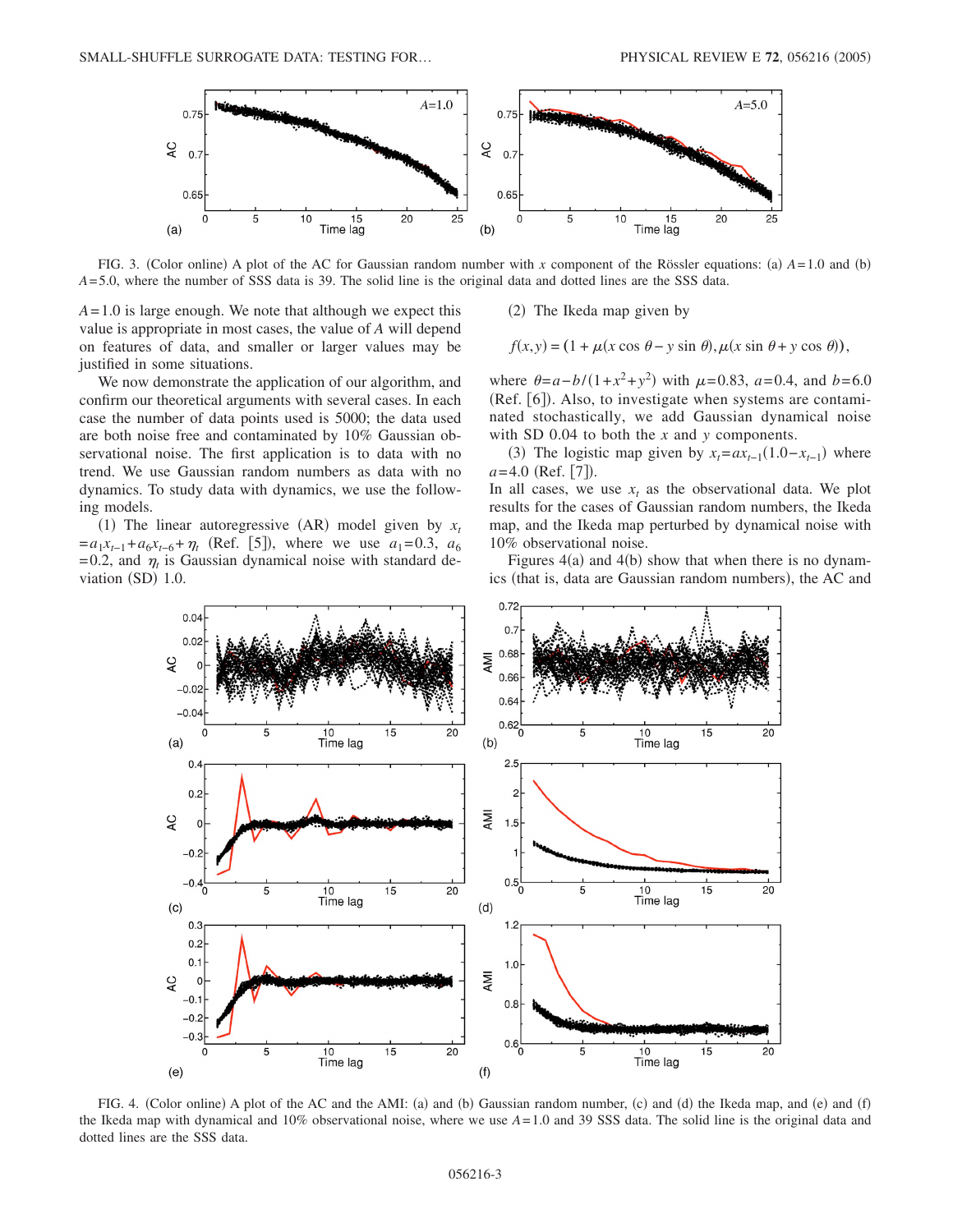FIG. 3. (Color online) A plot of the AC for Gaussian random number with $x$ component of the Rössler equations: (a) $A=1.0$ and (b) $A=5.0$, where the number of SSS data is 39. The solid line is the original data and dotted lines are the SSS data.

$A=1.0$ is large enough. We note that although we expect this value is appropriate in most cases, the value of $A$ will depend on features of data, and smaller or larger values may be justified in some situations.

We now demonstrate the application of our algorithm, and confirm our theoretical arguments with several cases. In each case the number of data points used is 5000; the data used are both noise free and contaminated by 10% Gaussian observational noise. The first application is to data with no trend. We use Gaussian random numbers as data with no dynamics. To study data with dynamics, we use the following models.

(1) The linear autoregressive (AR) model given by $x_t = a_1 x_{t-1} + a_6 x_{t-6} + \eta_t$ (Ref. [5]), where we use $a_1=0.3$, $a_6=0.2$, and $\eta_t$ is Gaussian dynamical noise with standard deviation (SD) 1.0.

(2) The Ikeda map given by

$$f(x,y) = (1 + \mu(x\cos\theta - y\sin\theta), \mu(x\sin\theta + y\cos\theta)),$$

where $\theta = a - b/(1+x^2+y^2)$ with $\mu=0.83$, $a=0.4$, and $b=6.0$ (Ref. [6]). Also, to investigate when systems are contaminated stochastically, we add Gaussian dynamical noise with SD 0.04 to both the $x$ and $y$ components.

(3) The logistic map given by $x_t = a x_{t-1}(1.0 - x_{t-1})$ where $a=4.0$ (Ref. [7]).

In all cases, we use $x_t$ as the observational data. We plot results for the cases of Gaussian random numbers, the Ikeda map, and the Ikeda map perturbed by dynamical noise with 10% observational noise.

Figures 4(a) and 4(b) show that when there is no dynamics (that is, data are Gaussian random numbers), the AC and

FIG. 4. (Color online) A plot of the AC and the AMI: (a) and (b) Gaussian random number, (c) and (d) the Ikeda map, and (e) and (f) the Ikeda map with dynamical and 10% observational noise, where we use $A=1.0$ and 39 SSS data. The solid line is the original data and dotted lines are the SSS data.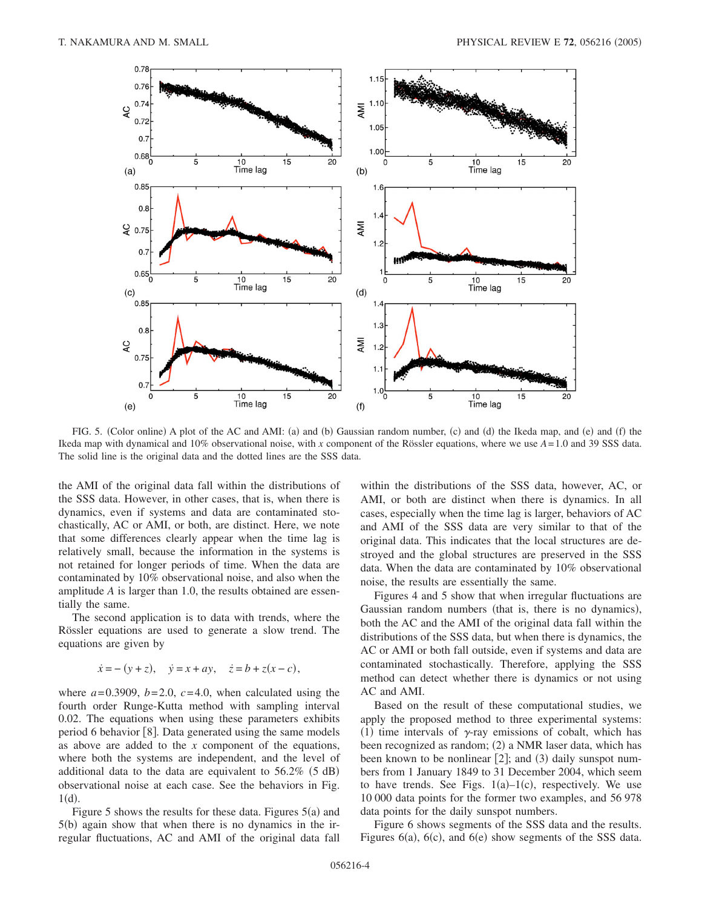FIG. 5. (Color online) A plot of the AC and AMI: (a) and (b) Gaussian random number, (c) and (d) the Ikeda map, and (e) and (f) the Ikeda map with dynamical and 10% observational noise, with $x$ component of the Rössler equations, where we use $A=1.0$ and 39 SSS data. The solid line is the original data and the dotted lines are the SSS data.

the AMI of the original data fall within the distributions of the SSS data. However, in other cases, that is, when there is dynamics, even if systems and data are contaminated stochastically, AC or AMI, or both, are distinct. Here, we note that some differences clearly appear when the time lag is relatively small, because the information in the systems is not retained for longer periods of time. When the data are contaminated by 10% observational noise, and also when the amplitude $A$ is larger than 1.0, the results obtained are essentially the same.

The second application is to data with trends, where the Rössler equations are used to generate a slow trend. The equations are given by

$$\dot{x} = -(y+z), \quad \dot{y} = x + ay, \quad \dot{z} = b + z(x-c),$$

where $a=0.3909$, $b=2.0$, $c=4.0$, when calculated using the fourth order Runge-Kutta method with sampling interval 0.02. The equations when using these parameters exhibits period 6 behavior [8]. Data generated using the same models as above are added to the $x$ component of the equations, where both the systems are independent, and the level of additional data to the data are equivalent to 56.2% (5 dB) observational noise at each case. See the behaviors in Fig. 1(d).

Figure 5 shows the results for these data. Figures 5(a) and 5(b) again show that when there is no dynamics in the irregular fluctuations, AC and AMI of the original data fall within the distributions of the SSS data, however, AC, or AMI, or both are distinct when there is dynamics. In all cases, especially when the time lag is larger, behaviors of AC and AMI of the SSS data are very similar to that of the original data. This indicates that the local structures are destroyed and the global structures are preserved in the SSS data. When the data are contaminated by 10% observational noise, the results are essentially the same.

Figures 4 and 5 show that when irregular fluctuations are Gaussian random numbers (that is, there is no dynamics), both the AC and the AMI of the original data fall within the distributions of the SSS data, but when there is dynamics, the AC or AMI or both fall outside, even if systems and data are contaminated stochastically. Therefore, applying the SSS method can detect whether there is dynamics or not using AC and AMI.

Based on the result of these computational studies, we apply the proposed method to three experimental systems: (1) time intervals of $\gamma$-ray emissions of cobalt, which has been recognized as random; (2) a NMR laser data, which has been known to be nonlinear [2]; and (3) daily sunspot numbers from 1 January 1849 to 31 December 2004, which seem to have trends. See Figs. 1(a)–1(c), respectively. We use 10 000 data points for the former two examples, and 56 978 data points for the daily sunspot numbers.

Figure 6 shows segments of the SSS data and the results. Figures 6(a), 6(c), and 6(e) show segments of the SSS data.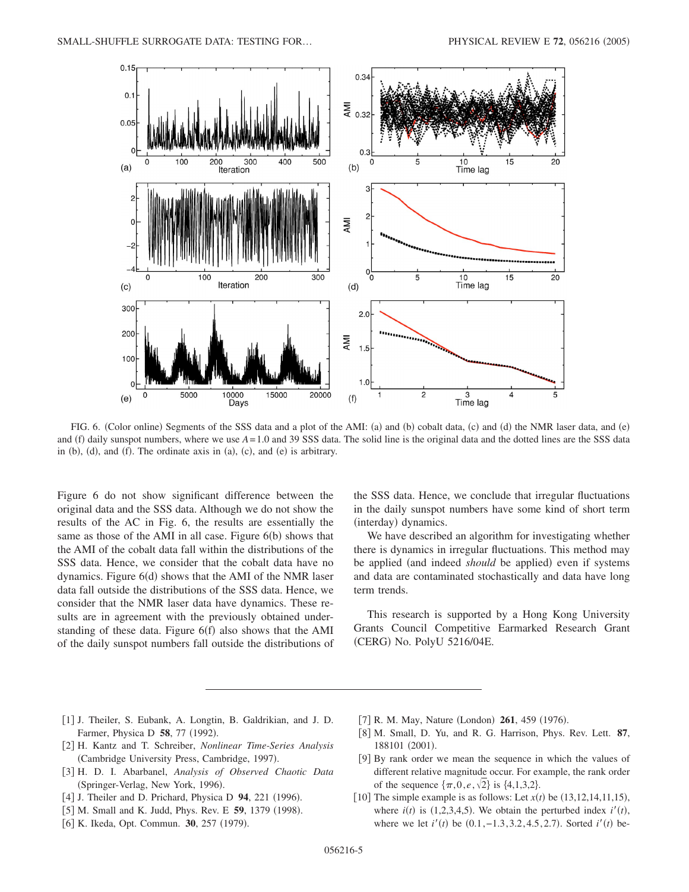FIG. 6. (Color online) Segments of the SSS data and a plot of the AMI: (a) and (b) cobalt data, (c) and (d) the NMR laser data, and (e) and (f) daily sunspot numbers, where we use $A=1.0$ and 39 SSS data. The solid line is the original data and the dotted lines are the SSS data in (b), (d), and (f). The ordinate axis in (a), (c), and (e) is arbitrary.

Figure 6 do not show significant difference between the original data and the SSS data. Although we do not show the results of the AC in Fig. 6, the results are essentially the same as those of the AMI in all case. Figure 6(b) shows that the AMI of the cobalt data fall within the distributions of the SSS data. Hence, we consider that the cobalt data have no dynamics. Figure 6(d) shows that the AMI of the NMR laser data fall outside the distributions of the SSS data. Hence, we consider that the NMR laser data have dynamics. These results are in agreement with the previously obtained understanding of these data. Figure 6(f) also shows that the AMI of the daily sunspot numbers fall outside the distributions of the SSS data. Hence, we conclude that irregular fluctuations in the daily sunspot numbers have some kind of short term (interday) dynamics.

We have described an algorithm for investigating whether there is dynamics in irregular fluctuations. This method may be applied (and indeed *should* be applied) even if systems and data are contaminated stochastically and data have long term trends.

This research is supported by a Hong Kong University Grants Council Competitive Earmarked Research Grant (CERG) No. PolyU 5216/04E.

---

[1] J. Theiler, S. Eubank, A. Longtin, B. Galdrikian, and J. D. Farmer, Physica D **58**, 77 (1992).

[2] H. Kantz and T. Schreiber, *Nonlinear Time-Series Analysis* (Cambridge University Press, Cambridge, 1997).

[3] H. D. I. Abarbanel, *Analysis of Observed Chaotic Data* (Springer-Verlag, New York, 1996).

[4] J. Theiler and D. Prichard, Physica D **94**, 221 (1996).

[5] M. Small and K. Judd, Phys. Rev. E **59**, 1379 (1998).

[6] K. Ikeda, Opt. Commun. **30**, 257 (1979).

[7] R. M. May, Nature (London) **261**, 459 (1976).

[8] M. Small, D. Yu, and R. G. Harrison, Phys. Rev. Lett. **87**, 188101 (2001).

[9] By rank order we mean the sequence in which the values of different relative magnitude occur. For example, the rank order of the sequence $\{\pi, 0, e, \sqrt{2}\}$ is $\{4,1,3,2\}$.

[10] The simple example is as follows: Let $x(t)$ be $(13,12,14,11,15)$, where $i(t)$ is $(1,2,3,4,5)$. We obtain the perturbed index $i'(t)$, where we let $i'(t)$ be $(0.1,-1.3,3.2,4.5,2.7)$. Sorted $i'(t)$ be-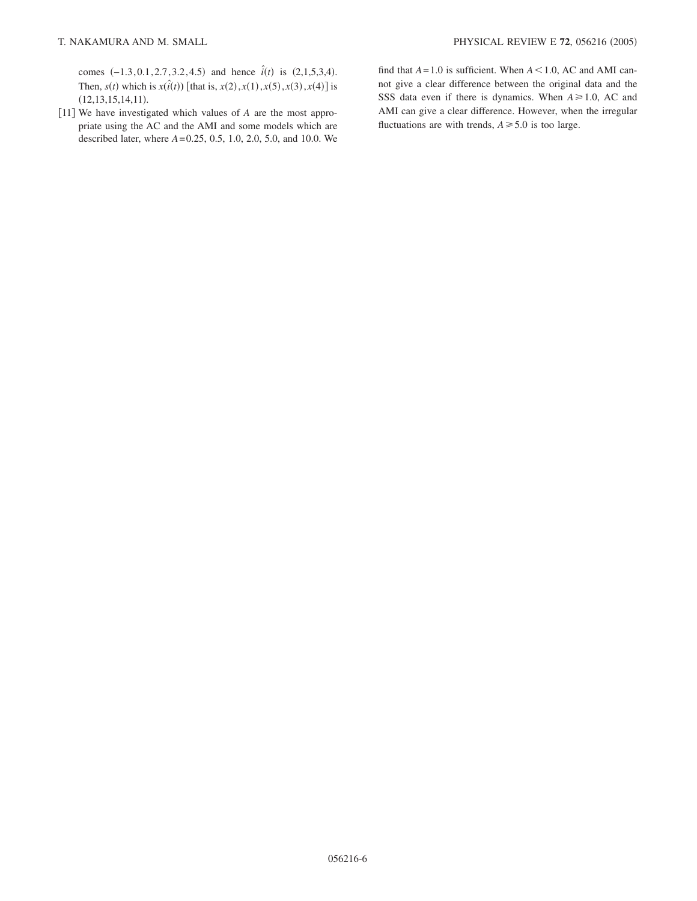comes $(-1.3, 0.1, 2.7, 3.2, 4.5)$ and hence $\hat{i}(t)$ is $(2,1,5,3,4)$. Then, $s(t)$ which is $x(\hat{i}(t))$ [that is, $x(2), x(1), x(5), x(3), x(4)$] is $(12,13,15,14,11)$.

[11] We have investigated which values of $A$ are the most appropriate using the AC and the AMI and some models which are described later, where $A=0.25$, 0.5, 1.0, 2.0, 5.0, and 10.0. We find that $A=1.0$ is sufficient. When $A<1.0$, AC and AMI cannot give a clear difference between the original data and the SSS data even if there is dynamics. When $A \geqslant 1.0$, AC and AMI can give a clear difference. However, when the irregular fluctuations are with trends, $A \geqslant 5.0$ is too large.